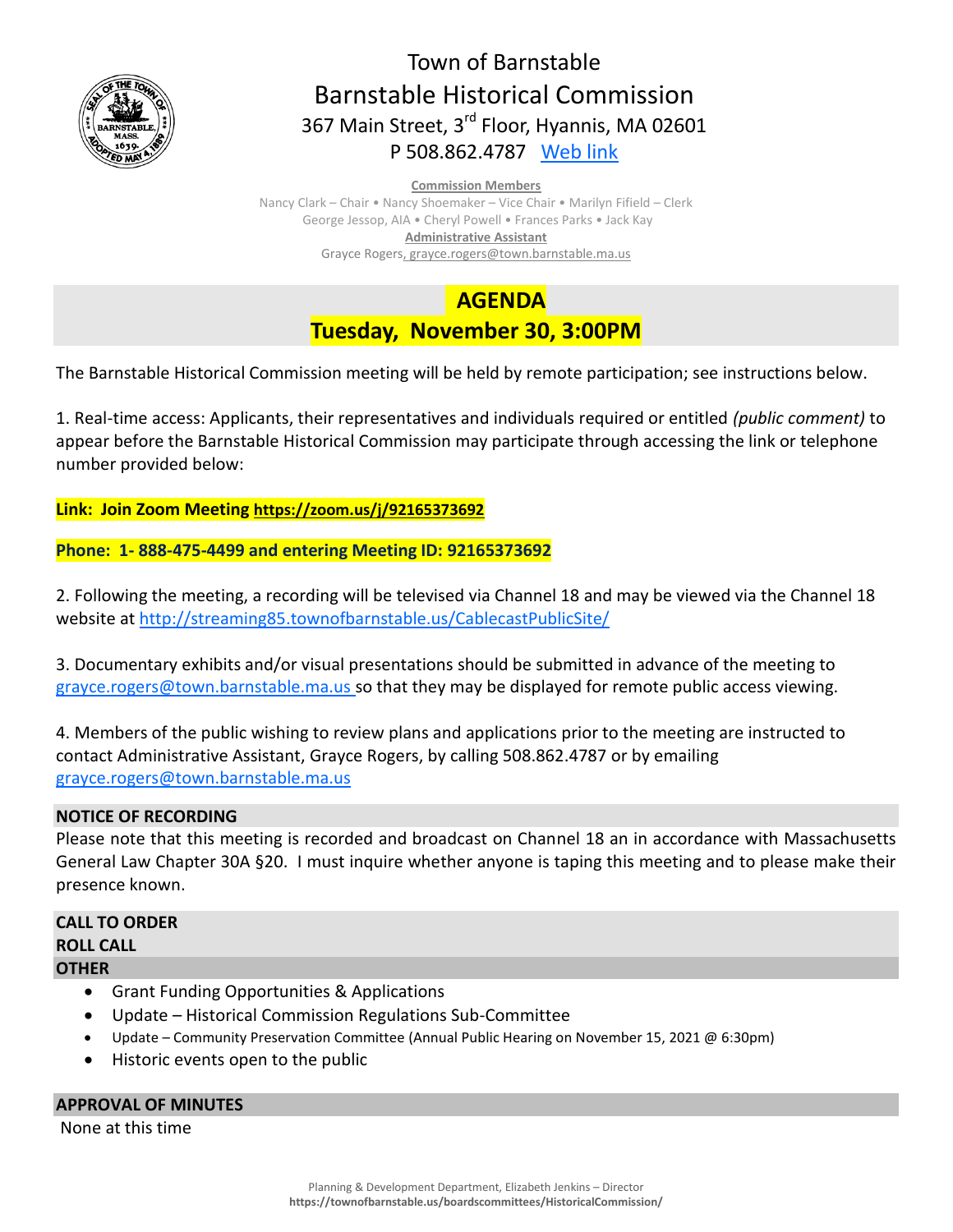# Town of Barnstable
## Barnstable Historical Commission
### 367 Main Street, 3rd Floor, Hyannis, MA 02601
### P 508.862.4787 [Web link]

**Commission Members**
Nancy Clark – Chair • Nancy Shoemaker – Vice Chair • Marilyn Fifield – Clerk
George Jessop, AIA • Cheryl Powell • Frances Parks • Jack Kay
**Administrative Assistant**
Grayce Rogers, grayce.rogers@town.barnstable.ma.us

## AGENDA
## Tuesday, November 30, 3:00PM

The Barnstable Historical Commission meeting will be held by remote participation; see instructions below.

1. Real-time access: Applicants, their representatives and individuals required or entitled *(public comment)* to appear before the Barnstable Historical Commission may participate through accessing the link or telephone number provided below:

**Link: Join Zoom Meeting https://zoom.us/j/92165373692**

**Phone: 1- 888-475-4499 and entering Meeting ID: 92165373692**

2. Following the meeting, a recording will be televised via Channel 18 and may be viewed via the Channel 18 website at http://streaming85.townofbarnstable.us/CablecastPublicSite/

3. Documentary exhibits and/or visual presentations should be submitted in advance of the meeting to grayce.rogers@town.barnstable.ma.us so that they may be displayed for remote public access viewing.

4. Members of the public wishing to review plans and applications prior to the meeting are instructed to contact Administrative Assistant, Grayce Rogers, by calling 508.862.4787 or by emailing grayce.rogers@town.barnstable.ma.us

**NOTICE OF RECORDING**
Please note that this meeting is recorded and broadcast on Channel 18 an in accordance with Massachusetts General Law Chapter 30A §20. I must inquire whether anyone is taping this meeting and to please make their presence known.

**CALL TO ORDER**
**ROLL CALL**
**OTHER**

- Grant Funding Opportunities & Applications
- Update – Historical Commission Regulations Sub-Committee
- Update – Community Preservation Committee (Annual Public Hearing on November 15, 2021 @ 6:30pm)
- Historic events open to the public

**APPROVAL OF MINUTES**
None at this time

Planning & Development Department, Elizabeth Jenkins – Director
**https://townofbarnstable.us/boardscommittees/HistoricalCommission/**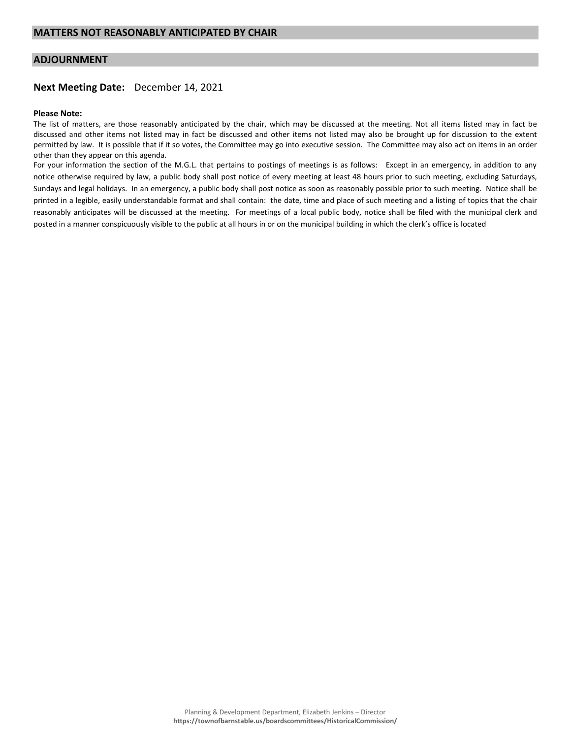## MATTERS NOT REASONABLY ANTICIPATED BY CHAIR

## ADJOURNMENT

**Next Meeting Date:** December 14, 2021

**Please Note:**

The list of matters, are those reasonably anticipated by the chair, which may be discussed at the meeting. Not all items listed may in fact be discussed and other items not listed may in fact be discussed and other items not listed may also be brought up for discussion to the extent permitted by law. It is possible that if it so votes, the Committee may go into executive session. The Committee may also act on items in an order other than they appear on this agenda.

For your information the section of the M.G.L. that pertains to postings of meetings is as follows: Except in an emergency, in addition to any notice otherwise required by law, a public body shall post notice of every meeting at least 48 hours prior to such meeting, excluding Saturdays, Sundays and legal holidays. In an emergency, a public body shall post notice as soon as reasonably possible prior to such meeting. Notice shall be printed in a legible, easily understandable format and shall contain: the date, time and place of such meeting and a listing of topics that the chair reasonably anticipates will be discussed at the meeting. For meetings of a local public body, notice shall be filed with the municipal clerk and posted in a manner conspicuously visible to the public at all hours in or on the municipal building in which the clerk's office is located